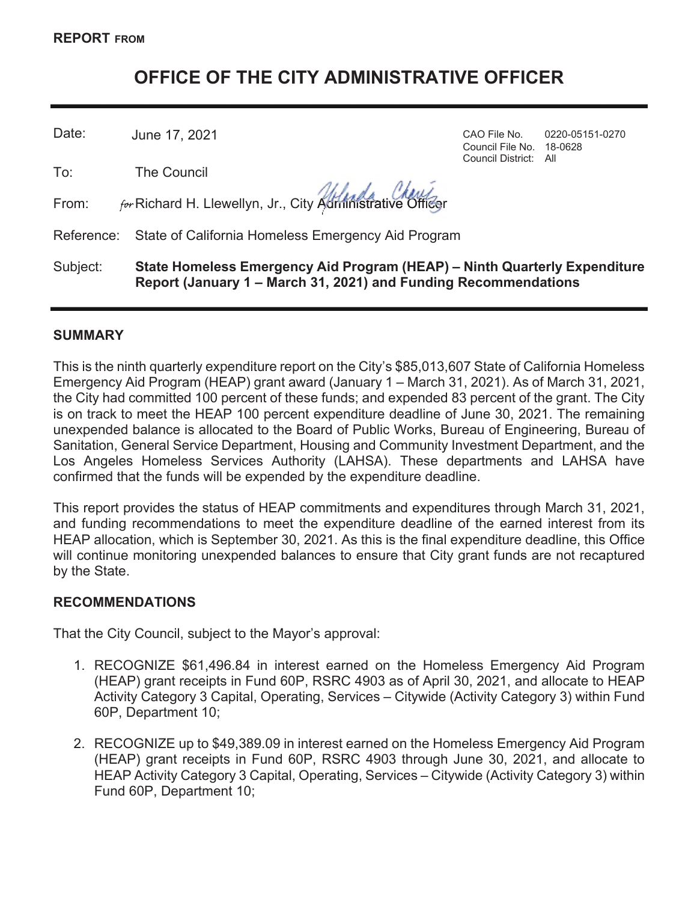**REPORT FROM**

# OFFICE OF THE CITY ADMINISTRATIVE OFFICER

| | | | |
|---|---|---|---|
| Date: | June 17, 2021 | CAO File No.<br>Council File No.<br>Council District: | 0220-05151-0270<br>18-0628<br>All |
| To: | The Council | | |
| From: | *for* Richard H. Llewellyn, Jr., City Administrative Officer | | |
| Reference: | State of California Homeless Emergency Aid Program | | |
| Subject: | **State Homeless Emergency Aid Program (HEAP) – Ninth Quarterly Expenditure Report (January 1 – March 31, 2021) and Funding Recommendations** | | |

## SUMMARY

This is the ninth quarterly expenditure report on the City's $85,013,607 State of California Homeless Emergency Aid Program (HEAP) grant award (January 1 – March 31, 2021). As of March 31, 2021, the City had committed 100 percent of these funds; and expended 83 percent of the grant. The City is on track to meet the HEAP 100 percent expenditure deadline of June 30, 2021. The remaining unexpended balance is allocated to the Board of Public Works, Bureau of Engineering, Bureau of Sanitation, General Service Department, Housing and Community Investment Department, and the Los Angeles Homeless Services Authority (LAHSA). These departments and LAHSA have confirmed that the funds will be expended by the expenditure deadline.

This report provides the status of HEAP commitments and expenditures through March 31, 2021, and funding recommendations to meet the expenditure deadline of the earned interest from its HEAP allocation, which is September 30, 2021. As this is the final expenditure deadline, this Office will continue monitoring unexpended balances to ensure that City grant funds are not recaptured by the State.

## RECOMMENDATIONS

That the City Council, subject to the Mayor's approval:

1. RECOGNIZE $61,496.84 in interest earned on the Homeless Emergency Aid Program (HEAP) grant receipts in Fund 60P, RSRC 4903 as of April 30, 2021, and allocate to HEAP Activity Category 3 Capital, Operating, Services – Citywide (Activity Category 3) within Fund 60P, Department 10;

2. RECOGNIZE up to $49,389.09 in interest earned on the Homeless Emergency Aid Program (HEAP) grant receipts in Fund 60P, RSRC 4903 through June 30, 2021, and allocate to HEAP Activity Category 3 Capital, Operating, Services – Citywide (Activity Category 3) within Fund 60P, Department 10;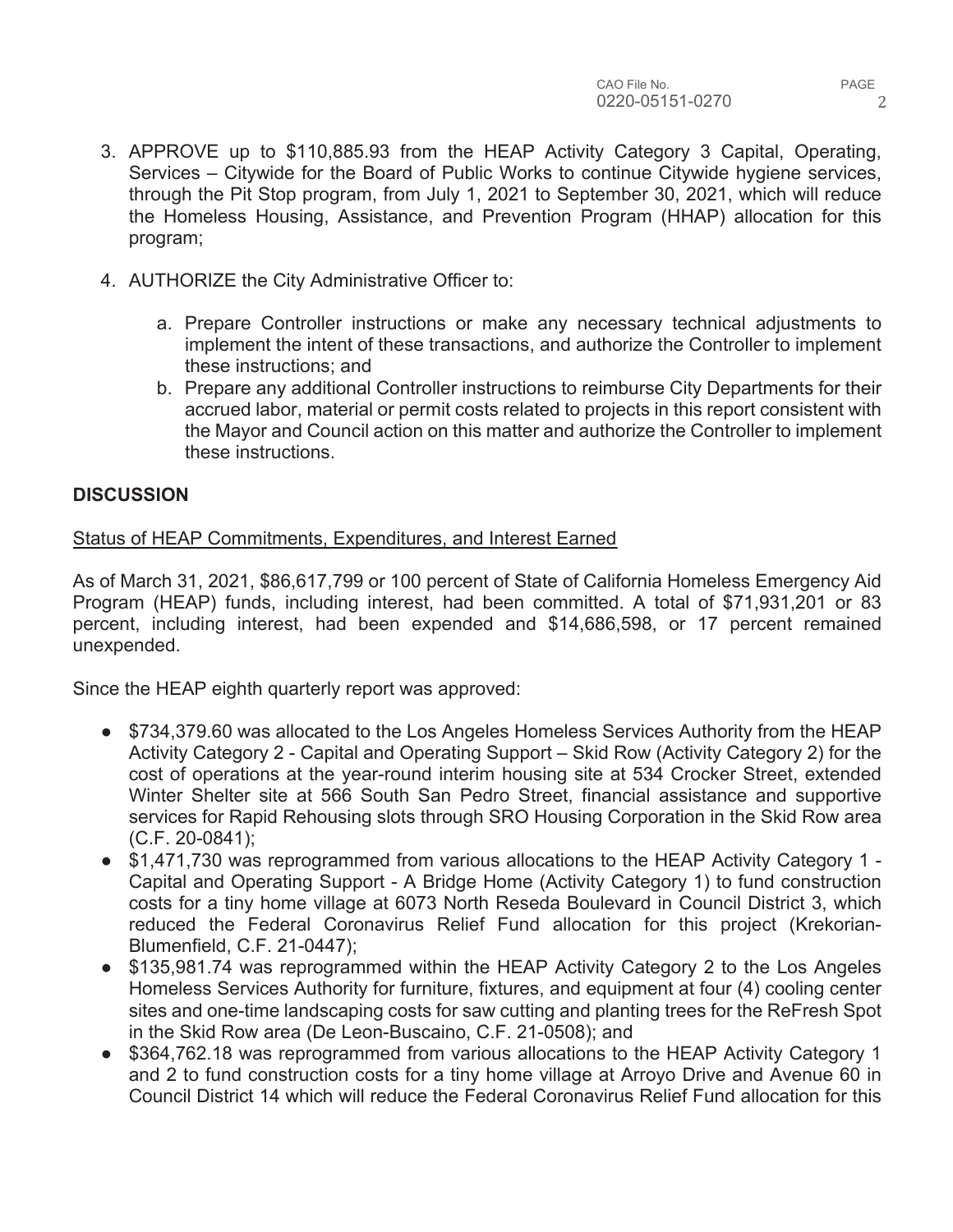3. APPROVE up to $110,885.93 from the HEAP Activity Category 3 Capital, Operating, Services – Citywide for the Board of Public Works to continue Citywide hygiene services, through the Pit Stop program, from July 1, 2021 to September 30, 2021, which will reduce the Homeless Housing, Assistance, and Prevention Program (HHAP) allocation for this program;

4. AUTHORIZE the City Administrative Officer to:

    a. Prepare Controller instructions or make any necessary technical adjustments to implement the intent of these transactions, and authorize the Controller to implement these instructions; and
    b. Prepare any additional Controller instructions to reimburse City Departments for their accrued labor, material or permit costs related to projects in this report consistent with the Mayor and Council action on this matter and authorize the Controller to implement these instructions.

## DISCUSSION

Status of HEAP Commitments, Expenditures, and Interest Earned

As of March 31, 2021, $86,617,799 or 100 percent of State of California Homeless Emergency Aid Program (HEAP) funds, including interest, had been committed. A total of $71,931,201 or 83 percent, including interest, had been expended and $14,686,598, or 17 percent remained unexpended.

Since the HEAP eighth quarterly report was approved:

- $734,379.60 was allocated to the Los Angeles Homeless Services Authority from the HEAP Activity Category 2 - Capital and Operating Support – Skid Row (Activity Category 2) for the cost of operations at the year-round interim housing site at 534 Crocker Street, extended Winter Shelter site at 566 South San Pedro Street, financial assistance and supportive services for Rapid Rehousing slots through SRO Housing Corporation in the Skid Row area (C.F. 20-0841);
- $1,471,730 was reprogrammed from various allocations to the HEAP Activity Category 1 - Capital and Operating Support - A Bridge Home (Activity Category 1) to fund construction costs for a tiny home village at 6073 North Reseda Boulevard in Council District 3, which reduced the Federal Coronavirus Relief Fund allocation for this project (Krekorian-Blumenfield, C.F. 21-0447);
- $135,981.74 was reprogrammed within the HEAP Activity Category 2 to the Los Angeles Homeless Services Authority for furniture, fixtures, and equipment at four (4) cooling center sites and one-time landscaping costs for saw cutting and planting trees for the ReFresh Spot in the Skid Row area (De Leon-Buscaino, C.F. 21-0508); and
- $364,762.18 was reprogrammed from various allocations to the HEAP Activity Category 1 and 2 to fund construction costs for a tiny home village at Arroyo Drive and Avenue 60 in Council District 14 which will reduce the Federal Coronavirus Relief Fund allocation for this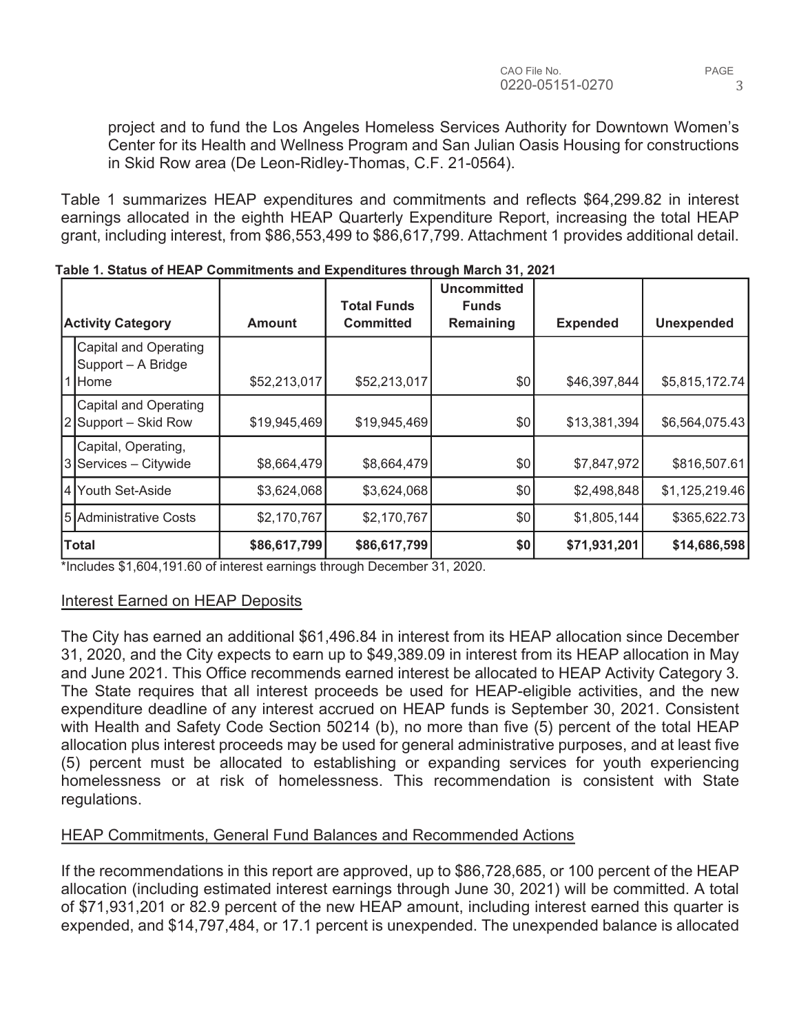project and to fund the Los Angeles Homeless Services Authority for Downtown Women's Center for its Health and Wellness Program and San Julian Oasis Housing for constructions in Skid Row area (De Leon-Ridley-Thomas, C.F. 21-0564).

Table 1 summarizes HEAP expenditures and commitments and reflects $64,299.82 in interest earnings allocated in the eighth HEAP Quarterly Expenditure Report, increasing the total HEAP grant, including interest, from $86,553,499 to $86,617,799. Attachment 1 provides additional detail.

**Table 1. Status of HEAP Commitments and Expenditures through March 31, 2021**

| | Activity Category | Amount | Total Funds Committed | Uncommitted Funds Remaining | Expended | Unexpended |
|---|---|---|---|---|---|---|
| 1 | Capital and Operating Support – A Bridge Home | $52,213,017 | $52,213,017 | $0 | $46,397,844 | $5,815,172.74 |
| 2 | Capital and Operating Support – Skid Row | $19,945,469 | $19,945,469 | $0 | $13,381,394 | $6,564,075.43 |
| 3 | Capital, Operating, Services – Citywide | $8,664,479 | $8,664,479 | $0 | $7,847,972 | $816,507.61 |
| 4 | Youth Set-Aside | $3,624,068 | $3,624,068 | $0 | $2,498,848 | $1,125,219.46 |
| 5 | Administrative Costs | $2,170,767 | $2,170,767 | $0 | $1,805,144 | $365,622.73 |
| **Total** | | **$86,617,799** | **$86,617,799** | **$0** | **$71,931,201** | **$14,686,598** |

*Includes $1,604,191.60 of interest earnings through December 31, 2020.

## Interest Earned on HEAP Deposits

The City has earned an additional $61,496.84 in interest from its HEAP allocation since December 31, 2020, and the City expects to earn up to $49,389.09 in interest from its HEAP allocation in May and June 2021. This Office recommends earned interest be allocated to HEAP Activity Category 3. The State requires that all interest proceeds be used for HEAP-eligible activities, and the new expenditure deadline of any interest accrued on HEAP funds is September 30, 2021. Consistent with Health and Safety Code Section 50214 (b), no more than five (5) percent of the total HEAP allocation plus interest proceeds may be used for general administrative purposes, and at least five (5) percent must be allocated to establishing or expanding services for youth experiencing homelessness or at risk of homelessness. This recommendation is consistent with State regulations.

## HEAP Commitments, General Fund Balances and Recommended Actions

If the recommendations in this report are approved, up to $86,728,685, or 100 percent of the HEAP allocation (including estimated interest earnings through June 30, 2021) will be committed. A total of $71,931,201 or 82.9 percent of the new HEAP amount, including interest earned this quarter is expended, and $14,797,484, or 17.1 percent is unexpended. The unexpended balance is allocated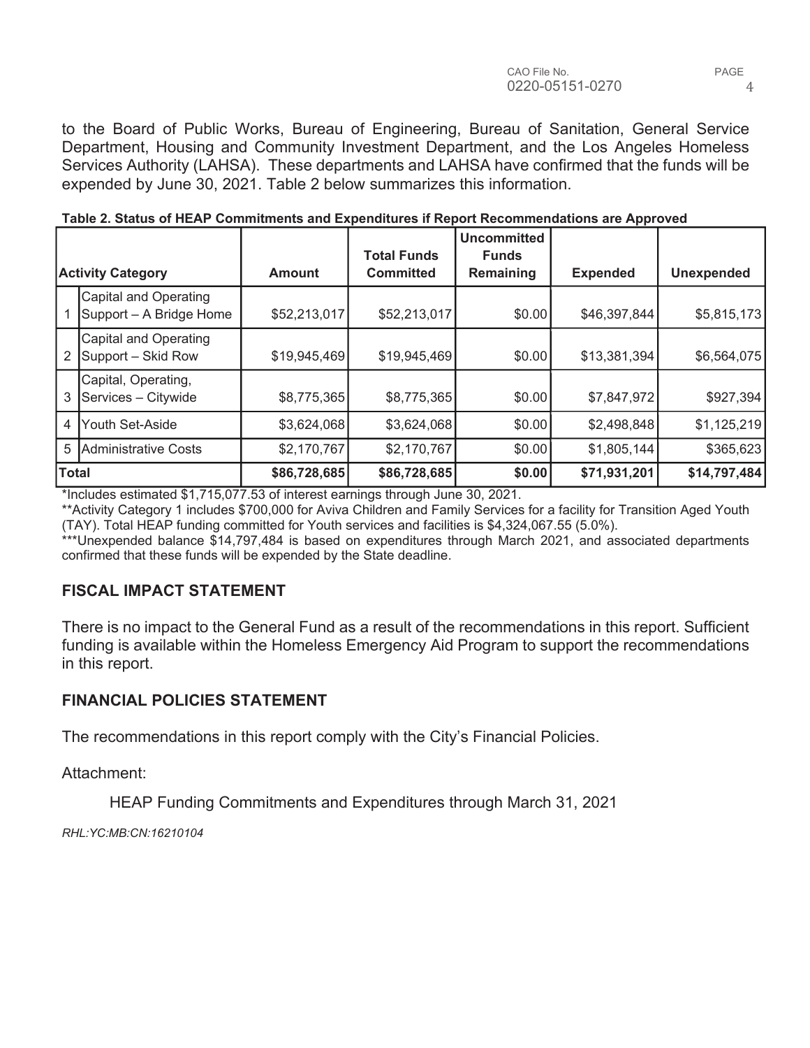to the Board of Public Works, Bureau of Engineering, Bureau of Sanitation, General Service Department, Housing and Community Investment Department, and the Los Angeles Homeless Services Authority (LAHSA). These departments and LAHSA have confirmed that the funds will be expended by June 30, 2021. Table 2 below summarizes this information.

**Table 2. Status of HEAP Commitments and Expenditures if Report Recommendations are Approved**

| | Activity Category | Amount | Total Funds Committed | Uncommitted Funds Remaining | Expended | Unexpended |
|---|---|---|---|---|---|---|
| 1 | Capital and Operating Support – A Bridge Home | $52,213,017 | $52,213,017 | $0.00 | $46,397,844 | $5,815,173 |
| 2 | Capital and Operating Support – Skid Row | $19,945,469 | $19,945,469 | $0.00 | $13,381,394 | $6,564,075 |
| 3 | Capital, Operating, Services – Citywide | $8,775,365 | $8,775,365 | $0.00 | $7,847,972 | $927,394 |
| 4 | Youth Set-Aside | $3,624,068 | $3,624,068 | $0.00 | $2,498,848 | $1,125,219 |
| 5 | Administrative Costs | $2,170,767 | $2,170,767 | $0.00 | $1,805,144 | $365,623 |
| **Total** | | **$86,728,685** | **$86,728,685** | **$0.00** | **$71,931,201** | **$14,797,484** |

*Includes estimated $1,715,077.53 of interest earnings through June 30, 2021.

**Activity Category 1 includes $700,000 for Aviva Children and Family Services for a facility for Transition Aged Youth (TAY). Total HEAP funding committed for Youth services and facilities is $4,324,067.55 (5.0%).

***Unexpended balance $14,797,484 is based on expenditures through March 2021, and associated departments confirmed that these funds will be expended by the State deadline.

## FISCAL IMPACT STATEMENT

There is no impact to the General Fund as a result of the recommendations in this report. Sufficient funding is available within the Homeless Emergency Aid Program to support the recommendations in this report.

## FINANCIAL POLICIES STATEMENT

The recommendations in this report comply with the City's Financial Policies.

Attachment:

HEAP Funding Commitments and Expenditures through March 31, 2021

*RHL:YC:MB:CN:16210104*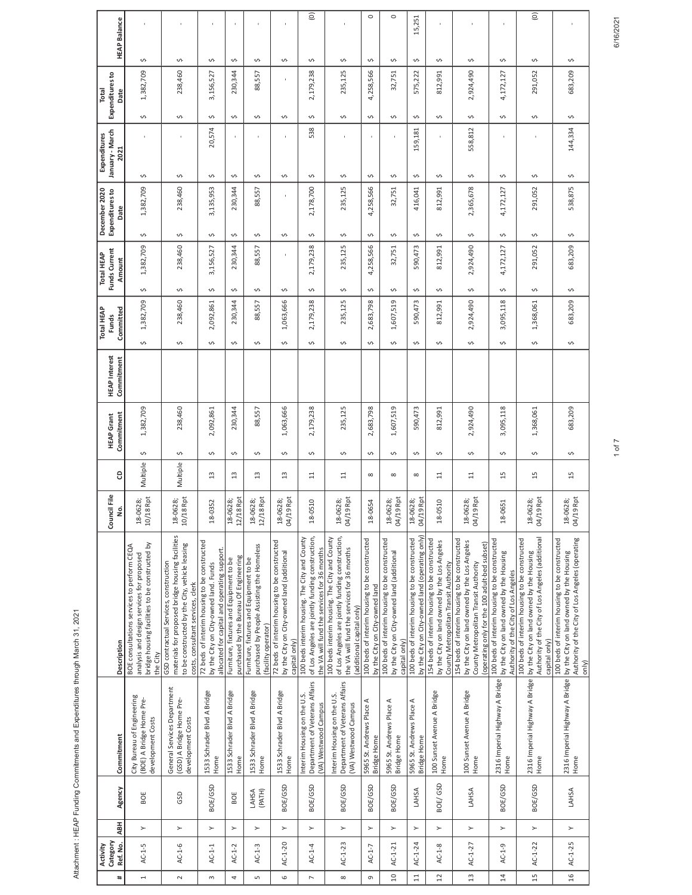Attachment: HEAP Funding Commitments and Expenditures through March 31, 2021

| # | Activity Category Ref. No. | ABH | Agency | Commitment | Description | Council File No. | CD | HEAP Grant Commitment | HEAP Interest Commitment | Total HEAP Funds Committed | Total HEAP Funds Current Amount | December 2020 Expenditures to Date | Expenditures January - March 2021 | Total Expenditures to Date | HEAP Balance |
|---|---|---|---|---|---|---|---|---|---|---|---|---|---|---|---|
| 1 | AC-1-5 | Y | BOE | City Bureau of Engineering (BOE) A Bridge Home Pre-development Costs | BOE consultations services to perform CEQA analysis and design services for proposed bridge housing facilities to be constructed by the City | 18-0628; 10/18 Rpt | Multiple | $ 1,382,709 | | $ 1,382,709 | $ 1,382,709 | $ 1,382,709 | $ - | $ 1,382,709 | $ - |
| 2 | AC-1-6 | Y | GSD | General Services Department (GSD) A Bridge Home Pre-development Costs | GSD contractual Services, construction materials for proposed bridge housing facilities to be constructed by the City, vehicle leasing costs, consultant services, clerk | 18-0628; 10/18 Rpt | Multiple | $ 238,460 | | $ 238,460 | $ 238,460 | $ 238,460 | $ - | $ 238,460 | $ - |
| 3 | AC-1-1 | Y | BOE/GSD | 1533 Schrader Blvd A Bridge Home | 72 beds of interim housing to be constructed by the City on City-owned land. Funds allocated for capital and operating support. | 18-0352 | 13 | $ 2,092,861 | | $ 2,092,861 | $ 3,156,527 | $ 3,135,953 | $ 20,574 | $ 3,156,527 | $ - |
| 4 | AC-1-2 | Y | BOE | 1533 Schrader Blvd A Bridge Home | Furniture, fixtures and Equipment to be purchased by the Bureau Of Engineering | 18-0628; 12/18 Rpt | 13 | $ 230,344 | | $ 230,344 | $ 230,344 | $ 230,344 | $ - | $ 230,344 | $ - |
| 5 | AC-1-3 | Y | LAHSA (PATH) | 1533 Schrader Blvd A Bridge Home | Furniture, fixtures and Equipment to be purchased by People Assisting the Homeless (facility operator) | 18-0628; 12/18 Rpt | 13 | $ 88,557 | | $ 88,557 | $ 88,557 | $ 88,557 | $ - | $ 88,557 | $ - |
| 6 | AC-1-20 | Y | BOE/GSD | 1533 Schrader Blvd A Bridge Home | 72 beds of interim housing to be constructed by the City on City-owned land (additional capital only) | 18-0628; 04/19 Rpt | 13 | $ 1,063,666 | | $ 1,063,666 | $ - | $ - | $ - | $ - | $ - |
| 7 | AC-1-4 | Y | BOE/GSD | Interim Housing on the U.S. Department of Veterans Affairs (VA) Westwood Campus | 100 beds interim housing. The City and County of Los Angeles are jointly funding construction, the VA will fund the services for 36 months | 18-0510 | 11 | $ 2,179,238 | | $ 2,179,238 | $ 2,179,238 | $ 2,178,700 | $ 538 | $ 2,179,238 | $ (0) |
| 8 | AC-1-23 | Y | BOE/GSD | Interim Housing on the U.S. Department of Veterans Affairs (VA) Westwood Campus | 100 beds interim housing. The City and County of Los Angeles are jointly funding construction, the VA will fund the services for 36 months (additional capital only) | 18-0628; 04/19 Rpt | 11 | $ 235,125 | | $ 235,125 | $ 235,125 | $ 235,125 | $ - | $ 235,125 | $ - |
| 9 | AC-1-7 | Y | BOE/GSD | 5965 St. Andrews Place A Bridge Home | 100 beds of interim housing to be constructed by the City on City-owned land | 18-0654 | 8 | $ 2,683,798 | | $ 2,683,798 | $ 4,258,566 | $ 4,258,566 | $ - | $ 4,258,566 | $ 0 |
| 10 | AC-1-21 | Y | BOE/GSD | 5965 St. Andrews Place A Bridge Home | 100 beds of interim housing to be constructed by the City on City-owned land (additional capital only) | 18-0628; 04/19 Rpt | 8 | $ 1,607,519 | | $ 1,607,519 | $ 32,751 | $ 32,751 | $ - | $ 32,751 | $ 0 |
| 11 | AC-1-24 | Y | LAHSA | 5965 St. Andrews Place A Bridge Home | 100 beds of interim housing to be constructed by the City on City-owned land (operating only) | 18-0628; 04/19 Rpt | 8 | $ 590,473 | | $ 590,473 | $ 590,473 | $ 416,041 | $ 159,181 | $ 575,222 | $ 15,251 |
| 12 | AC-1-8 | Y | BOE/ GSD | 100 Sunset Avenue A Bridge Home | 154 beds of interim housing to be constructed by the City on land owned by the Los Angeles County Metropolitan Transit Authority | 18-0510 | 11 | $ 812,991 | | $ 812,991 | $ 812,991 | $ 812,991 | $ - | $ 812,991 | $ - |
| 13 | AC-1-27 | Y | LAHSA | 100 Sunset Avenue A Bridge Home | 154 beds of interim housing to be constructed by the City on land owned by the Los Angeles County Metropolitan Transit Authority (operating only for the 100 adult bed subset) | 18-0628; 04/19 Rpt | 11 | $ 2,924,490 | | $ 2,924,490 | $ 2,924,490 | $ 2,365,678 | $ 558,812 | $ 2,924,490 | $ - |
| 14 | AC-1-9 | Y | BOE/GSD | 2316 Imperial Highway A Bridge Home | 100 beds of interim housing to be constructed by the City on land owned by the Housing Authority of the City of Los Angeles | 18-0651 | 15 | $ 3,095,118 | | $ 3,095,118 | $ 4,172,127 | $ 4,172,127 | $ - | $ 4,172,127 | $ - |
| 15 | AC-1-22 | Y | BOE/GSD | 2316 Imperial Highway A Bridge Home | 100 beds of interim housing to be constructed by the City on land owned by the Housing Authority of the City of Los Angeles (additional capital only) | 18-0628; 04/19 Rpt | 15 | $ 1,368,061 | | $ 1,368,061 | $ 291,052 | $ 291,052 | $ - | $ 291,052 | $ (0) |
| 16 | AC-1-25 | Y | LAHSA | 2316 Imperial Highway A Bridge Home | 100 beds of interim housing to be constructed by the City on land owned by the Housing Authority of the City of Los Angeles (operating only) | 18-0628; 04/19 Rpt | 15 | $ 683,209 | | $ 683,209 | $ 683,209 | $ 538,875 | $ 144,334 | $ 683,209 | $ - |

6/16/2021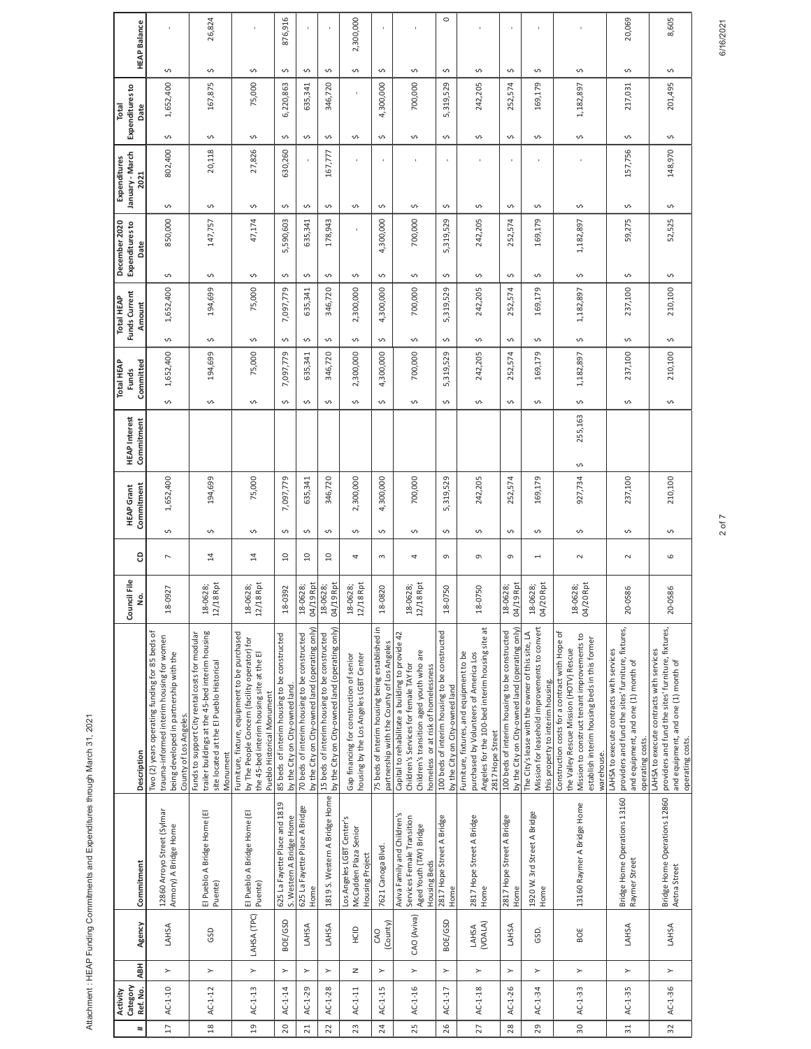Attachment: HEAP Funding Commitments and Expenditures through March 31, 2021

| # | Activity Category Ref. No. | ABH | Agency | Commitment | Description | Council File No. | CD | HEAP Grant Commitment | HEAP Interest Commitment | Total HEAP Funds Committed | Total HEAP Funds Current Amount | December 2020 Expenditures to Date | Expenditures January - March 2021 | Total Expenditures to Date | HEAP Balance |
|---|---|---|---|---|---|---|---|---|---|---|---|---|---|---|---|
| 17 | AC-1-10 | Y | LAHSA | 12860 Arroyo Street (Sylmar Armory) A Bridge Home | Two (2) years operating funding for 85 beds of trauma-informed interim housing for women being developed in partnership with the County of Los Angeles. | 18-0927 | 7 | $ 1,652,400 | | $ 1,652,400 | $ 1,652,400 | $ 850,000 | $ 802,400 | $ 1,652,400 | $ - |
| 18 | AC-1-12 | Y | GSD | El Pueblo A Bridge Home (El Puente) | Funds to support City rental costs for modular trailer buildings at the 45-bed interim housing site located at the El Pueblo Historical Monument | 18-0628; 12/18 Rpt | 14 | $ 194,699 | | $ 194,699 | $ 194,699 | $ 147,757 | $ 20,118 | $ 167,875 | $ 26,824 |
| 19 | AC-1-13 | Y | LAHSA (TPC) | El Pueblo A Bridge Home (El Puente) | Furniture, fixture, equipment to be purchased by The People Concern (facility operator) for the 45-bed interim housing site at the El Pueblo Historical Monument | 18-0628; 12/18 Rpt | 14 | $ 75,000 | | $ 75,000 | $ 75,000 | $ 47,174 | $ 27,826 | $ 75,000 | $ - |
| 20 | AC-1-14 | Y | BOE/GSD | 625 La Fayette Place and 1819 S. Western A Bridge Home | 85 beds of interim housing to be constructed by the City on City-owned land. | 18-0392 | 10 | $ 7,097,779 | | $ 7,097,779 | $ 7,097,779 | $ 5,590,603 | $ 630,260 | $ 6,220,863 | $ 876,916 |
| 21 | AC-1-29 | Y | LAHSA | 625 La Fayette Place A Bridge Home | 70 beds of interim housing to be constructed by the City on City-owned land (operating only) | 18-0628; 04/19 Rpt | 10 | $ 635,341 | | $ 635,341 | $ 635,341 | $ 635,341 | $ - | $ 635,341 | $ - |
| 22 | AC-1-28 | Y | LAHSA | 1819 S. Western A Bridge Home | 15 beds of interim housing to be constructed by the City on City-owned land (operating only) | 18-0628; 04/19 Rpt | 10 | $ 346,720 | | $ 346,720 | $ 346,720 | $ 178,943 | $ 167,777 | $ 346,720 | $ - |
| 23 | AC-1-11 | N | HCID | Los Angeles LGBT Center's McCadden Plaza Senior Housing Project | Gap financing for construction of senior housing by the Los Angeles LGBT Center | 18-0628; 12/18 Rpt | 4 | $ 2,300,000 | | $ 2,300,000 | $ 2,300,000 | $ - | $ - | $ - | $ 2,300,000 |
| 24 | AC-1-15 | Y | CAO (County) | 7621 Canoga Blvd. | 75 beds of interim housing being established in partnership with the County of Los Angeles | 18-0820 | 3 | $ 4,300,000 | | $ 4,300,000 | $ 4,300,000 | $ 4,300,000 | $ - | $ 4,300,000 | $ - |
| 25 | AC-1-16 | Y | CAO (Aviva) | Aviva Family and Children's Services Female Transition Aged Youth (TAY) Bridge Housing Beds | Capital to rehabilitate a building to provide 42 Children's Services for female TAY for Children's transition aged youth who are homeless or at risk of homelessness | 18-0628; 12/18 Rpt | 4 | $ 700,000 | | $ 700,000 | $ 700,000 | $ 700,000 | $ - | $ 700,000 | $ - |
| 26 | AC-1-17 | Y | BOE/GSD | 2817 Hope Street A Bridge Home | 100 beds of interim housing to be constructed by the City on City-owned land | 18-0750 | 9 | $ 5,319,529 | | $ 5,319,529 | $ 5,319,529 | $ 5,319,529 | $ - | $ 5,319,529 | $ 0 |
| 27 | AC-1-18 | Y | LAHSA (VOALA) | 2817 Hope Street A Bridge Home | Furniture, fixtures, and equipment to be purchased by Volunteers of America Los Angeles for the 100-bed interim housing site at 2817 Hope Street | 18-0750 | 9 | $ 242,205 | | $ 242,205 | $ 242,205 | $ 242,205 | $ - | $ 242,205 | $ - |
| 28 | AC-1-26 | Y | LAHSA | 2817 Hope Street A Bridge Home | 100 beds of interim housing to be constructed by the City on City-owned land (operating only) | 18-0628; 04/19 Rpt | 9 | $ 252,574 | | $ 252,574 | $ 252,574 | $ 252,574 | $ - | $ 252,574 | $ - |
| 29 | AC-1-34 | Y | GSD. | 1920 W. 3rd Street A Bridge Home | The City's lease with the owner of this site, LA Mission for leasehold improvements to convert this property to interim housing. | 18-0628; 04/20 Rpt | 1 | $ 169,179 | | $ 169,179 | $ 169,179 | $ 169,179 | $ - | $ 169,179 | $ - |
| 30 | AC-1-33 | Y | BOE | 13160 Raymer A Bridge Home | Construction costs for a contract with Hope of the Valley Rescue Mission (HOTV) Rescue Mission to construct tenant improvements to establish interim housing beds in this former warehouse. | 18-0628; 04/20 Rpt | 2 | $ 927,734 | $ 255,163 | $ 1,182,897 | $ 1,182,897 | $ 1,182,897 | $ - | $ 1,182,897 | $ - |
| 31 | AC-1-35 | Y | LAHSA | Bridge Home Operations 13160 Raymer Street | LAHSA to execute contracts with services providers and fund the sites' furniture, fixtures, and equipment, and one (1) month of operating costs. | 20-0586 | 2 | $ 237,100 | | $ 237,100 | $ 237,100 | $ 59,275 | $ 157,756 | $ 217,031 | $ 20,069 |
| 32 | AC-1-36 | Y | LAHSA | Bridge Home Operations 12860 Aetna Street | LAHSA to execute contracts with services providers and fund the sites' furniture, fixtures, and equipment, and one (1) month of operating costs. | 20-0586 | 6 | $ 210,100 | | $ 210,100 | $ 210,100 | $ 52,525 | $ 148,970 | $ 201,495 | $ 8,605 |

6/16/2021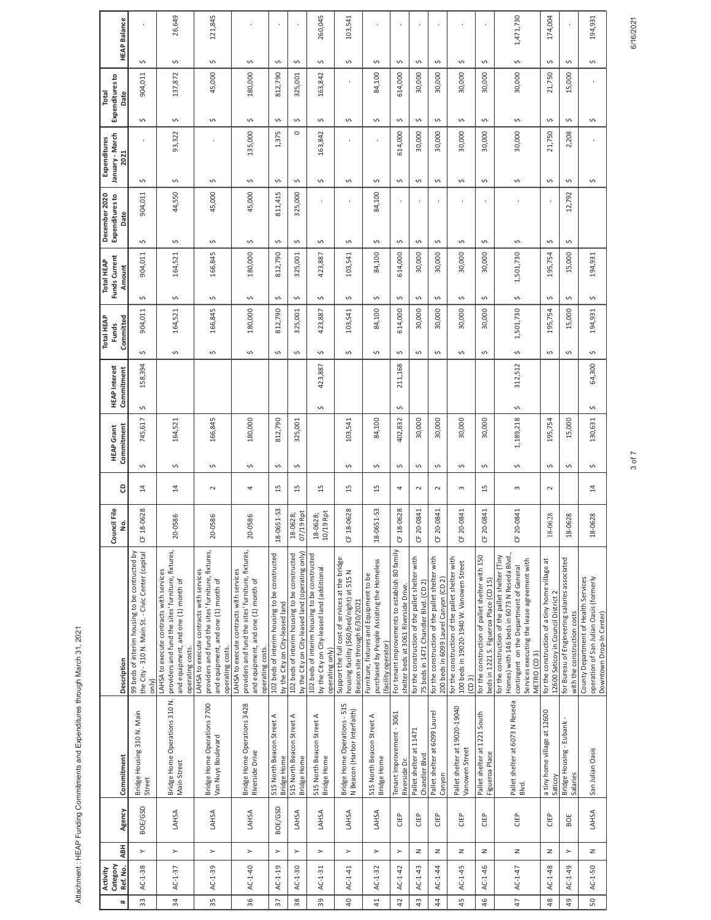Attachment: HEAP Funding Commitments and Expenditures through March 31, 2021

| # | Activity Category Ref. No. | ABH | Agency | Commitment | Description | Council File No. | CD | HEAP Grant Commitment | HEAP Interest Commitment | Total HEAP Funds Committed | Total HEAP Funds Current Amount | December 2020 Expenditures to Date | Expenditures January - March 2021 | Total Expenditures to Date | HEAP Balance |
|---|---|---|---|---|---|---|---|---|---|---|---|---|---|---|---|
| 33 | AC-1-38 | Y | BOE/GSD | Bridge Housing 310 N. Main Street | 99 beds of interim housing to be contructed by the City - 310 N. Main St. - Civic Center (capital only) | CF 18-0628 | 14 | $ 745,617 | $ 158,394 | $ 904,011 | $ 904,011 | $ 904,011 | $ - | $ 904,011 | $ - |
| 34 | AC-1-37 | Y | LAHSA | Bridge Home Operations 310 N. Main Street | LAHSA to execute contracts with services providers and fund the sites' furniture, fixtures, and equipment, and one (1) month of operating costs. | 20-0586 | 14 | $ 164,521 | | $ 164,521 | $ 164,521 | $ 44,550 | $ 93,322 | $ 137,872 | $ 26,649 |
| 35 | AC-1-39 | Y | LAHSA | Bridge Home Operations 7700 Van Nuys Boulevard | LAHSA to execute contracts with services providers and fund the sites' furniture, fixtures, and equipment, and one (1) month of operating costs. | 20-0586 | 2 | $ 166,845 | | $ 166,845 | $ 166,845 | $ 45,000 | $ - | $ 45,000 | $ 121,845 |
| 36 | AC-1-40 | Y | LAHSA | Bridge Home Operations 3428 Riverside Drive | LAHSA to execute contracts with services providers and fund the sites' furniture, fixtures, and equipment, and one (1) month of operating costs. | 20-0586 | 4 | $ 180,000 | | $ 180,000 | $ 180,000 | $ 45,000 | $ 135,000 | $ 180,000 | $ - |
| 37 | AC-1-19 | Y | BOE/GSD | 515 North Beacon Street A Bridge Home | 102 beds of interim housing to be constructed by the City on City-leased land | 18-0651-S3 | 15 | $ 812,790 | | $ 812,790 | $ 812,790 | $ 811,415 | $ 1,375 | $ 812,790 | $ - |
| 38 | AC-1-30 | Y | LAHSA | 515 North Beacon Street A Bridge Home | 102 beds of interim housing to be constructed by the City on City-leased land (operating only) | 18-0628; 07/19 Rpt | 15 | $ 325,001 | | $ 325,001 | $ 325,001 | $ 325,000 | $ 0 | $ 325,001 | $ - |
| 39 | AC-1-31 | Y | LAHSA | 515 North Beacon Street A Bridge Home | 102 beds of interim housing to be constructed by the City on City-leased land (additional operating only) | 18-0628; 10/19 Rpt | 15 | | $ 423,887 | $ 423,887 | $ 423,887 | $ - | $ 163,842 | $ 163,842 | $ 260,045 |
| 40 | AC-1-41 | Y | LAHSA | Bridge Home Operations - 515 N Beacon (Harbor Interfaith) | Support the full cost of services at the bridge housing facility ($60/bed/night) at 515 N Beacon site through 6/30/2021 | CF 18-0628 | 15 | $ 103,541 | | $ 103,541 | $ 103,541 | $ - | $ - | $ - | $ 103,541 |
| 41 | AC-1-32 | Y | LAHSA | 515 North Beacon Street A Bridge Home | Furniture, fixtures and Equipment to be purchased by People Assisting the Homeless (facility operator) | 18-0651-S3 | 15 | $ 84,100 | | $ 84,100 | $ 84,100 | $ 84,100 | $ - | $ 84,100 | $ - |
| 42 | AC-1-42 | Y | CIEP | Tenant Improvement - 3061 Riverside Dr. | For tenant improvements to establish 80 family shelter beds at 3061 Riverside Drive. | CF 18-0628 | 4 | $ 402,832 | $ 211,168 | $ 614,000 | $ 614,000 | $ - | $ 614,000 | $ 614,000 | $ - |
| 43 | AC-1-43 | N | CIEP | Pallet shelter at 11471 Chandler Blvd | for the construction of the pallet shelter with 75 beds in 1471 Chandler Blvd. (CD 2) | CF 20-0841 | 2 | $ 30,000 | | $ 30,000 | $ 30,000 | $ - | $ 30,000 | $ 30,000 | $ - |
| 44 | AC-1-44 | N | CIEP | Pallet shelter at 6099 Laurel Canyon | for the construction of the pallet shelter with 200 beds in 6099 Laurel Canyon (CD 2) | CF 20-0841 | 2 | $ 30,000 | | $ 30,000 | $ 30,000 | $ - | $ 30,000 | $ 30,000 | $ - |
| 45 | AC-1-45 | N | CIEP | Pallet shelter at 19020-19040 Vanowen Street | for the construction of the pallet shelter with 100 beds in 19020-1940 W. Vanowen Street (CD 3) | CF 20-0841 | 3 | $ 30,000 | | $ 30,000 | $ 30,000 | $ - | $ 30,000 | $ 30,000 | $ - |
| 46 | AC-1-46 | N | CIEP | Pallet shelter at 1221 South Figueroa Place | for the construction of pallet shelter with 150 beds in 1221 S. Figueroa Place (CD 15) | CF 20-0841 | 15 | $ 30,000 | | $ 30,000 | $ 30,000 | $ - | $ 30,000 | $ 30,000 | $ - |
| 47 | AC-1-47 | N | CIEP | Pallet shelter at 6073 N Reseda Blvd. | for the construction of the pallet shelter (Tiny Homes) with 146 beds in 6073 N Reseda Blvd., contingent on the Department of General Services executing the lease agreement with METRO (CD 3) | CF 20-0841 | 3 | $ 1,189,218 | $ 312,512 | $ 1,501,730 | $ 1,501,730 | $ - | $ 30,000 | $ 30,000 | $ 1,471,730 |
| 48 | AC-1-48 | N | CIEP | a tiny home village at 12600 Saticoy | for the construction of a tiny home village at 12600 Saticoy in Council District 2 | 18-0628 | 2 | $ 195,754 | | $ 195,754 | $ 195,754 | $ - | $ 21,750 | $ 21,750 | $ 174,004 |
| 49 | AC-1-49 | Y | BOE | Bridge Housing - Eubank - Salaries | for Bureau of Engineering salaries associated with the construction costs | 18-0628 | 2 | $ 15,000 | | $ 15,000 | $ 15,000 | $ 12,792 | $ 2,208 | $ 15,000 | $ - |
| 50 | AC-1-50 | N | LAHSA | San Julian Oasis | County Department of Health Services operation of San Julian Oasis (formerly Downtown Drop-In Center) | 18-0628 | 14 | $ 130,631 | $ 64,300 | $ 194,931 | $ 194,931 | | $ - | $ - | $ 194,931 |

6/16/2021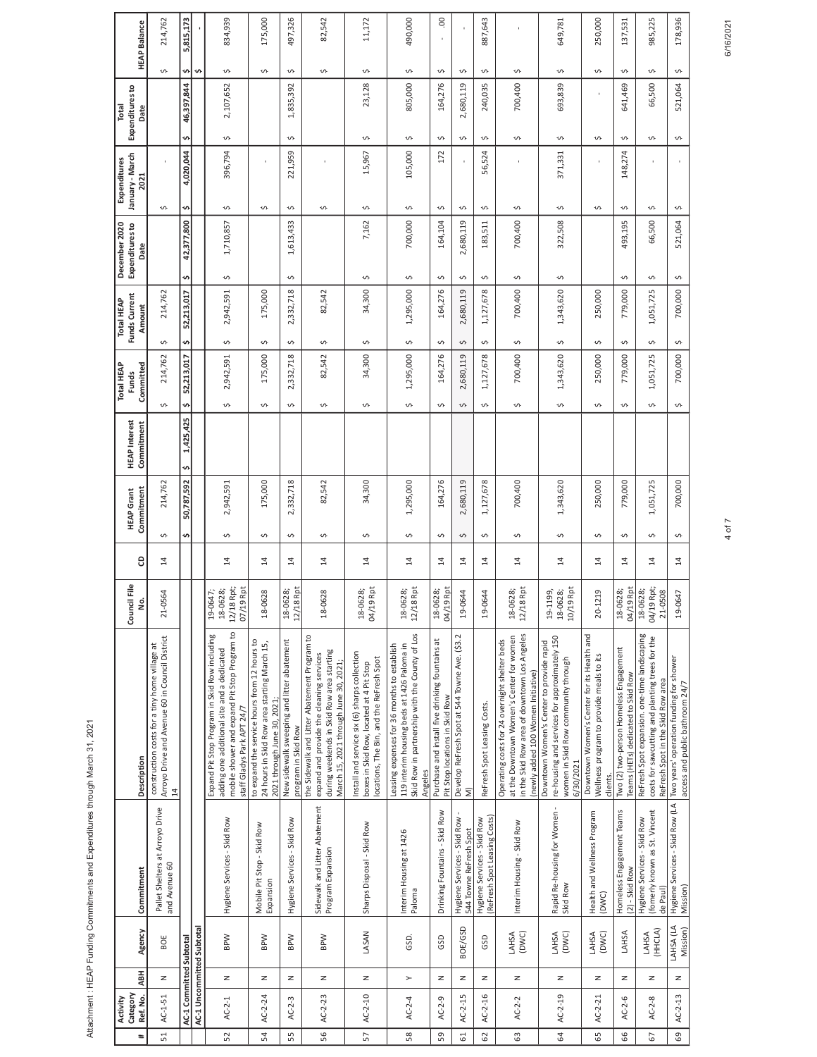Attachment: HEAP Funding Commitments and Expenditures through March 31, 2021

| # | Activity Category Ref. No. | ABH | Agency | Commitment | Description | Council File No. | CD | HEAP Grant Commitment | HEAP Interest Commitment | Total HEAP Funds Committed | Total HEAP Funds Current Amount | December 2020 Expenditures to Date | Expenditures January - March 2021 | Total Expenditures to Date | HEAP Balance |
|---|---|---|---|---|---|---|---|---|---|---|---|---|---|---|---|
| 51 | AC-1-51 | N | BOE | Pallet Shelters at Arroyo Drive and Avenue 60 | construction costs for a tiny home village at Arroyo Drive and Avenue 60 in Council District 14 | 21-0564 | 14 | $ 214,762 | | $ 214,762 | $ 214,762 | | $ - | | $ 214,762 |
| | AC-1 Committed Subtotal | | | | | | | $ 50,787,592 | $ 1,425,425 | $ 52,213,017 | $ 52,213,017 | $ 42,377,800 | $ 4,020,044 | $ 46,397,844 | $ 5,815,173 |
| | AC-1 Uncommitted Subtotal | | | | | | | | | | | | | | $ - |
| 52 | AC-2-1 | N | BPW | Hygiene Services - Skid Row | Expand Pit Stop Program in Skid Row including adding one additional site and a dedicated mobile shower and expand Pit Stop Program to staff Gladys Park APT 24/7 | 19-0647; 18-0628; 12/18 Rpt; 07/19 Rpt | 14 | $ 2,942,591 | | $ 2,942,591 | $ 2,942,591 | $ 1,710,857 | $ 396,794 | $ 2,107,652 | $ 834,939 |
| 54 | AC-2-24 | N | BPW | Mobile Pit Stop - Skid Row Expansion | to expand the service hours from 12 hours to 24 hours in Skid Row area starting March 15, 2021 through June 30, 2021; | 18-0628 | 14 | $ 175,000 | | $ 175,000 | $ 175,000 | | $ - | | $ 175,000 |
| 55 | AC-2-3 | N | BPW | Hygiene Services - Skid Row | New sidewalk sweeping and litter abatement program in Skid Row | 18-0628; 12/18 Rpt | 14 | $ 2,332,718 | | $ 2,332,718 | $ 2,332,718 | $ 1,613,433 | $ 221,959 | $ 1,835,392 | $ 497,326 |
| 56 | AC-2-23 | N | BPW | Sidewalk and Litter Abatement Program Expansion | the Sidewalk and Litter Abatement Program to expand and provide the cleaning services during weekends in Skid Row area starting March 15, 2021 through June 30, 2021; | 18-0628 | 14 | $ 82,542 | | $ 82,542 | $ 82,542 | | $ - | | $ 82,542 |
| 57 | AC-2-10 | N | LASAN | Sharps Disposal - Skid Row | Install and service six (6) sharps collection boxes in Skid Row, located at 4 Pit Stop locations, The Bin, and the ReFresh Spot | 18-0628; 04/19 Rpt | 14 | $ 34,300 | | $ 34,300 | $ 34,300 | $ 7,162 | $ 15,967 | $ 23,128 | $ 11,172 |
| 58 | AC-2-4 | Y | GSD. | Interim Housing at 1426 Paloma | Leasing expenses for 36 months to establish 119 interim housing beds at 1426 Paloma in Skid Row in partnership with the County of Los Angeles | 18-0628; 12/18 Rpt | 14 | $ 1,295,000 | | $ 1,295,000 | $ 1,295,000 | $ 700,000 | $ 105,000 | $ 805,000 | $ 490,000 |
| 59 | AC-2-9 | N | GSD | Drinking Fountains - Skid Row | Purchase and install five drinking fountains at Pit Stop locations in Skid Row | 18-0628; 04/19 Rpt | 14 | $ 164,276 | | $ 164,276 | $ 164,276 | $ 164,104 | $ 172 | $ 164,276 | $ - .00 |
| 61 | AC-2-15 | N | BOE/GSD | Hygiene Services - Skid Row - 544 Towne ReFresh Spot | Develop ReFresh Spot at 544 Towne Ave. ($3.2 M) | 19-0644 | 14 | $ 2,680,119 | | $ 2,680,119 | $ 2,680,119 | $ 2,680,119 | $ - | $ 2,680,119 | $ - |
| 62 | AC-2-16 | N | GSD | Hygiene Services - Skid Row (ReFresh Spot Leasing Costs) | ReFresh Spot Leasing Costs. | 19-0644 | 14 | $ 1,127,678 | | $ 1,127,678 | $ 1,127,678 | $ 183,511 | $ 56,524 | $ 240,035 | $ 887,643 |
| 63 | AC-2-2 | N | LAHSA (DWC) | Interim Housing - Skid Row | Operating costs for 24 overnight shelter beds at the Downtown Women's Center for women in the Skid Row area of downtown Los Angeles (newly added 100 Women Initiative) | 18-0628; 12/18 Rpt | 14 | $ 700,400 | | $ 700,400 | $ 700,400 | $ 700,400 | $ - | $ 700,400 | $ - |
| 64 | AC-2-19 | N | LAHSA (DWC) | Rapid Re-housing for Women - Skid Row | Downtown Women's Center to provide rapid re-housing and services for approximately 150 women in Skid Row community through 6/30/2021 | 19-1199, 18-0628; 10/19 Rpt | 14 | $ 1,343,620 | | $ 1,343,620 | $ 1,343,620 | $ 322,508 | $ 371,331 | $ 693,839 | $ 649,781 |
| 65 | AC-2-21 | N | LAHSA (DWC) | Health and Wellness Program (DWC) | Downtown Women's Center for its Health and Wellness program to provide meals to its clients. | 20-1219 | 14 | $ 250,000 | | $ 250,000 | $ 250,000 | | $ - | $ - | $ 250,000 |
| 66 | AC-2-6 | N | LAHSA | Homeless Engagement Teams (2) - Skid Row | Two (2) two-person Homeless Engagement Teams (HETs) dedicated to Skid Row | 18-0628; 04/19 Rpt | 14 | $ 779,000 | | $ 779,000 | $ 779,000 | $ 493,195 | $ 148,274 | $ 641,469 | $ 137,531 |
| 67 | AC-2-8 | N | LAHSA (HHCLA) | Hygiene Services - Skid Row (formerly known as St. Vincent de Paul) | ReFresh Spot expansion. one-time landscaping costs for sawcutting and planting trees for the ReFresh Spot in the Skid Row area | 18-0628; 04/19 Rpt; 21-0508 | 14 | $ 1,051,725 | | $ 1,051,725 | $ 1,051,725 | $ 66,500 | $ - | $ 66,500 | $ 985,225 |
| 69 | AC-2-13 | N | LAHSA (LA Mission) | Hygiene Services - Skid Row (LA Mission) | Two years' operation funding for shower access and public bathroom 24/7 | 19-0647 | 14 | $ 700,000 | | $ 700,000 | $ 700,000 | $ 521,064 | $ - | $ 521,064 | $ 178,936 |

6/16/2021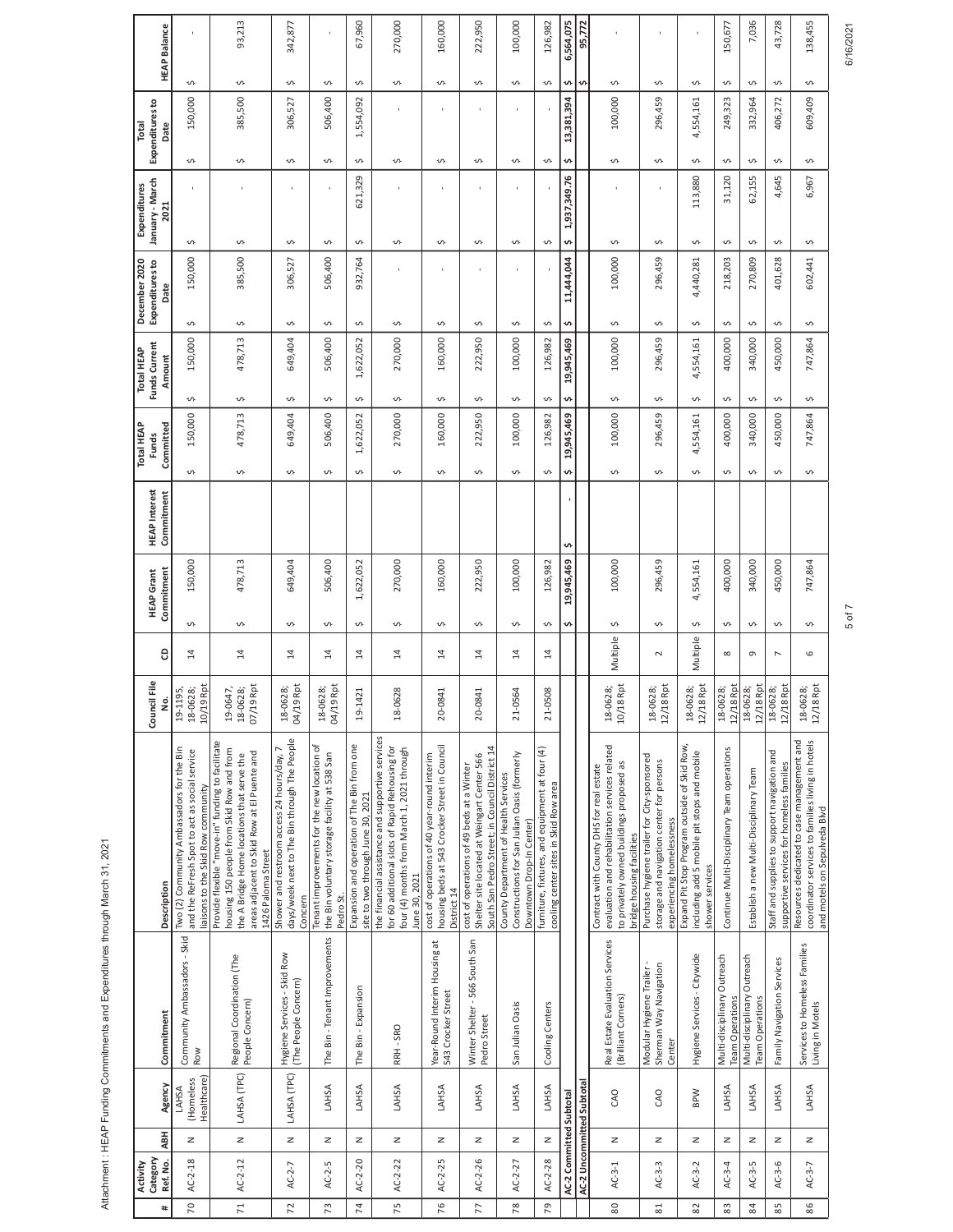Attachment: HEAP Funding Commitments and Expenditures through March 31, 2021

| # | Activity Category Ref. No. | ABH | Agency | Commitment | Description | Council File No. | CD | HEAP Grant Commitment | HEAP Interest Commitment | Total HEAP Funds Committed | Total HEAP Funds Current Amount | December 2020 Expenditures to Date | Expenditures January - March 2021 | Total Expenditures to Date | HEAP Balance |
|---|---|---|---|---|---|---|---|---|---|---|---|---|---|---|---|
| 70 | AC-2-18 | N | LAHSA (Homeless Healthcare) | Community Ambassadors - Skid Row | Two (2) Community Ambassadors for the Bin and the ReFresh Spot to act as social service liaisons to the Skid Row community | 19-1195, 18-0628; 10/19 Rpt | 14 | $ 150,000 | | $ 150,000 | $ 150,000 | $ 150,000 | $ - | $ 150,000 | $ - |
| 71 | AC-2-12 | N | LAHSA (TPC) | Regional Coordination (The People Concern) | Provide flexible "move-in" funding to facilitate housing 150 people from Skid Row and from the A Bridge Home locations that serve the areas adjacent to Skid Row at El Puente and 1426 Paloma Street | 19-0647, 18-0628; 07/19 Rpt | 14 | $ 478,713 | | $ 478,713 | $ 478,713 | $ 385,500 | $ - | $ 385,500 | $ 93,213 |
| 72 | AC-2-7 | N | LAHSA (TPC) | Hygiene Services - Skid Row (The People Concern) | Shower and restroom access 24 hours/day, 7 days/week next to The Bin through The People Concern | 18-0628; 04/19 Rpt | 14 | $ 649,404 | | $ 649,404 | $ 649,404 | $ 306,527 | $ - | $ 306,527 | $ 342,877 |
| 73 | AC-2-5 | N | LAHSA | The Bin - Tenant Improvements | Tenant improvements for the new location of the Bin voluntary storage facility at 538 San Pedro St. | 18-0628; 04/19 Rpt | 14 | $ 506,400 | | $ 506,400 | $ 506,400 | $ 506,400 | $ - | $ 506,400 | $ - |
| 74 | AC-2-20 | N | LAHSA | The Bin - Expansion | Expansion and operation of The Bin from one site to two through June 30, 2021 | 19-1421 | 14 | $ 1,622,052 | | $ 1,622,052 | $ 1,622,052 | $ 932,764 | $ 621,329 | $ 1,554,092 | $ 67,960 |
| 75 | AC-2-22 | N | LAHSA | RRH - SRO | the financial assistance and supportive services for 60 additional slots of Rapid Rehousing for four (4) months from March 1, 2021 through June 30, 2021 | 18-0628 | 14 | $ 270,000 | | $ 270,000 | $ 270,000 | $ - | $ - | $ - | $ 270,000 |
| 76 | AC-2-25 | N | LAHSA | Year-Round Interim Housing at 543 Crocker Street | cost of operations of 40 year-round interim housing beds at 543 Crocker Street in Council District 14 | 20-0841 | 14 | $ 160,000 | | $ 160,000 | $ 160,000 | $ - | $ - | $ - | $ 160,000 |
| 77 | AC-2-26 | N | LAHSA | Winter Shelter - 566 South San Pedro Street | cost of operations of 49 beds at a Winter Shelter site located at Weingart Center 566 South San Pedro Street; in Council District 14 | 20-0841 | 14 | $ 222,950 | | $ 222,950 | $ 222,950 | $ - | $ - | $ - | $ 222,950 |
| 78 | AC-2-27 | N | LAHSA | San Julian Oasis | Constructions for San Julian Oasis (formerly County Department of Health Services Downtown Drop-In Center) | 21-0564 | 14 | $ 100,000 | | $ 100,000 | $ 100,000 | $ - | $ - | $ - | $ 100,000 |
| 79 | AC-2-28 | N | LAHSA | Cooling Centers | furniture, fixtures, and equipment at four (4) cooling center sites in Skid Row area | 21-0508 | 14 | $ 126,982 | | $ 126,982 | $ 126,982 | $ - | $ - | $ - | $ 126,982 |
| | AC-2 Committed Subtotal | | | | | | | $ 19,945,469 | $ - | $ 19,945,469 | $ 19,945,469 | $ 11,444,044 | $ 1,937,349.76 | $ 13,381,394 | $ 6,564,075 |
| | AC-2 Uncommitted Subtotal | | | | | | | | | | | | | | $ 95,772 |
| 80 | AC-3-1 | N | CAO | Real Estate Evaluation Services (Brilliant Corners) | Contract with County DHS for real estate evaluation and rehabilitation services related to privately owned buildings proposed as bridge housing facilities | 18-0628; 10/18 Rpt | Multiple | $ 100,000 | | $ 100,000 | $ 100,000 | $ 100,000 | $ - | $ 100,000 | $ - |
| 81 | AC-3-3 | N | CAO | Modular Hygiene Trailer - Sherman Way Navigation Center | Purchase hygiene trailer for City-sponsored storage and navigation center for persons experiencing homelessness | 18-0628; 12/18 Rpt | 2 | $ 296,459 | | $ 296,459 | $ 296,459 | $ 296,459 | $ - | $ 296,459 | $ - |
| 82 | AC-3-2 | N | BPW | Hygiene Services - Citywide | Expand Pit Stop Program outside of Skid Row, including add 5 mobile pit stops and mobile shower services | 18-0628; 12/18 Rpt | Multiple | $ 4,554,161 | | $ 4,554,161 | $ 4,554,161 | $ 4,440,281 | $ 113,880 | $ 4,554,161 | $ - |
| 83 | AC-3-4 | N | LAHSA | Multi-disciplinary Outreach Team Operations | Continue Multi-Disciplinary Team operations | 18-0628; 12/18 Rpt | 8 | $ 400,000 | | $ 400,000 | $ 400,000 | $ 218,203 | $ 31,120 | $ 249,323 | $ 150,677 |
| 84 | AC-3-5 | N | LAHSA | Multi-disciplinary Outreach Team Operations | Establish a new Multi-Disciplinary Team | 18-0628; 12/18 Rpt | 9 | $ 340,000 | | $ 340,000 | $ 340,000 | $ 270,809 | $ 62,155 | $ 332,964 | $ 7,036 |
| 85 | AC-3-6 | N | LAHSA | Family Navigation Services | Staff and supplies to support navigation and supportive services for homeless families | 18-0628; 12/18 Rpt | 7 | $ 450,000 | | $ 450,000 | $ 450,000 | $ 401,628 | $ 4,645 | $ 406,272 | $ 43,728 |
| 86 | AC-3-7 | N | LAHSA | Services to Homeless Families Living in Motels | Resources dedicated to case management and coordinator services to families living in hotels and motels on Sepulveda Blvd | 18-0628; 12/18 Rpt | 6 | $ 747,864 | | $ 747,864 | $ 747,864 | $ 602,441 | $ 6,967 | $ 609,409 | $ 138,455 |

6/16/2021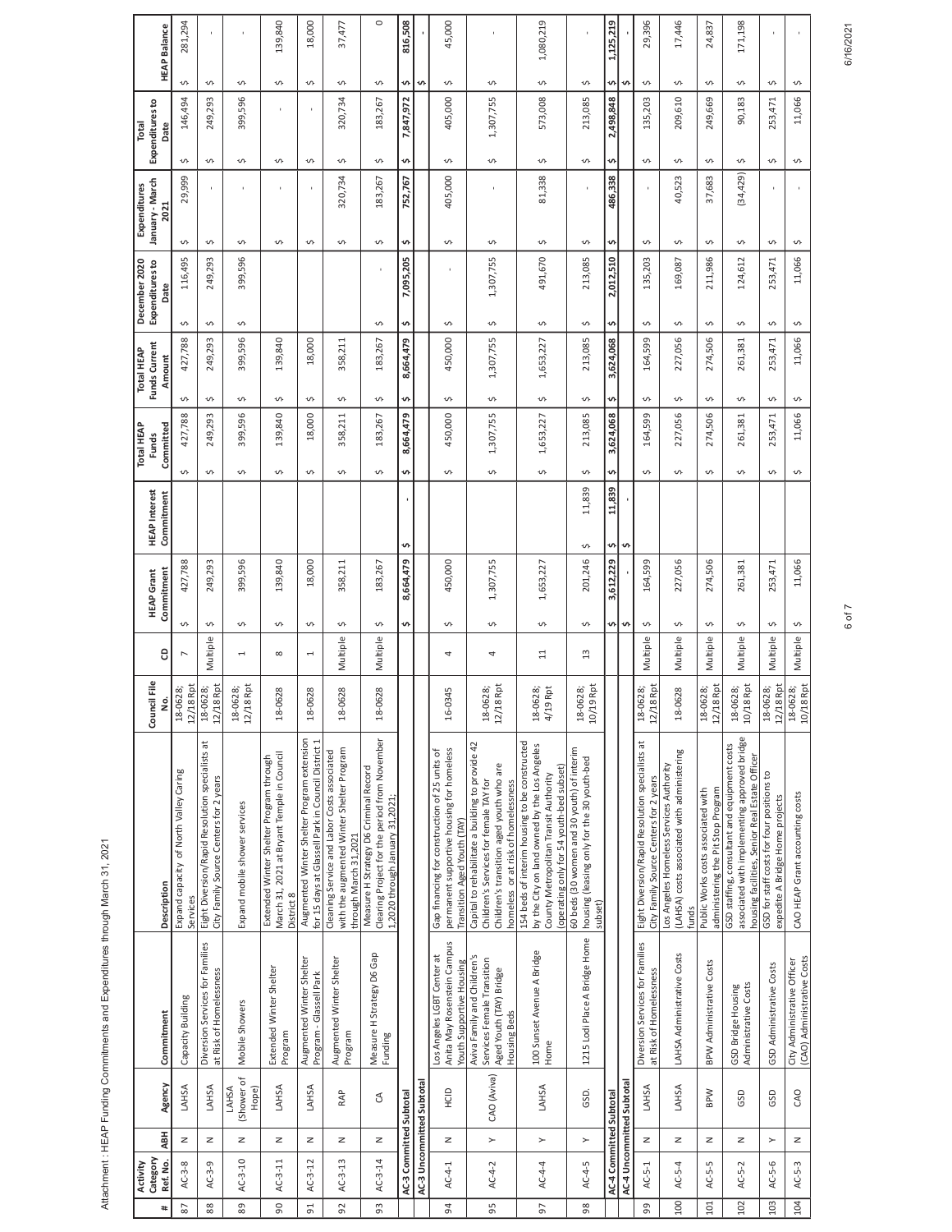Attachment : HEAP Funding Commitments and Expenditures through March 31, 2021

| # | Activity Category Ref. No. | ABH | Agency | Commitment | Description | Council File No. | CD | HEAP Grant Commitment | HEAP Interest Commitment | Total HEAP Funds Committed | Total HEAP Funds Current Amount | December 2020 Expenditures to Date | Expenditures January - March 2021 | Total Expenditures to Date | HEAP Balance |
|---|---|---|---|---|---|---|---|---|---|---|---|---|---|---|---|
| 87 | AC-3-8 | N | LAHSA | Capacity Building | Expand capacity of North Valley Caring Services | 18-0628; 12/18 Rpt | 7 | $ 427,788 | | $ 427,788 | $ 427,788 | $ 116,495 | $ 29,999 | $ 146,494 | $ 281,294 |
| 88 | AC-3-9 | N | LAHSA | Diversion Services for Families at Risk of Homelessness | Eight Diversion/Rapid Resolution specialists at City Family Source Centers for 2 years | 18-0628; 12/18 Rpt | Multiple | $ 249,293 | | $ 249,293 | $ 249,293 | $ 249,293 | $ - | $ 249,293 | $ - |
| 89 | AC-3-10 | N | LAHSA (Shower of Hope) | Mobile Showers | Expand mobile shower services | 18-0628; 12/18 Rpt | 1 | $ 399,596 | | $ 399,596 | $ 399,596 | $ 399,596 | $ - | $ 399,596 | $ - |
| 90 | AC-3-11 | N | LAHSA | Extended Winter Shelter Program | Extended Winter Shelter Program through March 31, 2021 at Bryant Temple in Council District 8 | 18-0628 | 8 | $ 139,840 | | $ 139,840 | $ 139,840 | | $ - | $ - | $ 139,840 |
| 91 | AC-3-12 | N | LAHSA | Augmented Winter Shelter Program - Glassell Park | Augmented Winter Shelter Program extension for 15 days at Glassell Park in Council District 1 | 18-0628 | 1 | $ 18,000 | | $ 18,000 | $ 18,000 | | $ - | $ - | $ 18,000 |
| 92 | AC-3-13 | N | RAP | Augmented Winter Shelter Program | Cleaning Service and Labor Costs associated with the augmented Winter Shelter Program through March 31,2021 | 18-0628 | Multiple | $ 358,211 | | $ 358,211 | $ 358,211 | | $ 320,734 | $ 320,734 | $ 37,477 |
| 93 | AC-3-14 | N | CA | Measure H Strategy D6 Gap Funding | Measure H Strategy D6 Criminal Record Clearing Project for the period from November 1,2020 through January 31,2021; | 18-0628 | Multiple | $ 183,267 | | $ 183,267 | $ 183,267 | $ - | $ 183,267 | $ 183,267 | $ 0 |
| | AC-3 Committed Subtotal | | | | | | | $ 8,664,479 | $ - | $ 8,664,479 | $ 8,664,479 | $ 7,095,205 | $ 752,767 | $ 7,847,972 | $ 816,508 |
| | AC-3 Uncommitted Subtotal | | | | | | | | | | | | | | $ - |
| 94 | AC-4-1 | N | HCID | Los Angeles LGBT Center at Anita May Rosenstein Campus Youth Supportive Housing | Gap financing for construction of 25 units of permanent supportive housing for homeless Transition Aged Youth (TAY) | 16-0345 | 4 | $ 450,000 | | $ 450,000 | $ 450,000 | $ - | $ 405,000 | $ 405,000 | $ 45,000 |
| 95 | AC-4-2 | Y | CAO (Aviva) | Aviva Family and Children's Services Female Transition Aged Youth (TAY) Bridge Housing Beds | Capital to rehabilitate a building to provide 42 Children's Services for female TAY for Children's transition aged youth who are homeless or at risk of homelessness | 18-0628; 12/18 Rpt | 4 | $ 1,307,755 | | $ 1,307,755 | $ 1,307,755 | $ 1,307,755 | $ - | $ 1,307,755 | $ - |
| 97 | AC-4-4 | Y | LAHSA | 100 Sunset Avenue A Bridge Home | 154 beds of interim housing to be constructed by the City on land owned by the Los Angeles County Metropolitan Transit Authority (operating only for 54 youth-bed subset) | 18-0628; 4/19 Rpt | 11 | $ 1,653,227 | | $ 1,653,227 | $ 1,653,227 | $ 491,670 | $ 81,338 | $ 573,008 | $ 1,080,219 |
| 98 | AC-4-5 | Y | GSD. | 1215 Lodi Place A Bridge Home | 60 beds (30 women and 30 youth) of interim housing (leasing only for the 30 youth-bed subset) | 18-0628; 10/19 Rpt | 13 | $ 201,246 | $ 11,839 | $ 213,085 | $ 213,085 | $ 213,085 | $ - | $ 213,085 | $ - |
| | AC-4 Committed Subtotal | | | | | | | $ 3,612,229 | $ 11,839 | $ 3,624,068 | $ 3,624,068 | $ 2,012,510 | $ 486,338 | $ 2,498,848 | $ 1,125,219 |
| | AC-4 Uncommitted Subtotal | | | | | | | $ - | $ - | | | | | | $ - |
| 99 | AC-5-1 | N | LAHSA | Diversion Services for Families at Risk of Homelessness | Eight Diversion/Rapid Resolution specialists at City Family Source Centers for 2 years | 18-0628; 12/18 Rpt | Multiple | $ 164,599 | | $ 164,599 | $ 164,599 | $ 135,203 | $ - | $ 135,203 | $ 29,396 |
| 100 | AC-5-4 | N | LAHSA | LAHSA Administrative Costs | Los Angeles Homeless Services Authority (LAHSA) costs associated with administering funds | 18-0628 | Multiple | $ 227,056 | | $ 227,056 | $ 227,056 | $ 169,087 | $ 40,523 | $ 209,610 | $ 17,446 |
| 101 | AC-5-5 | N | BPW | BPW Administrative Costs | Public Works costs associated with administering the Pit Stop Program | 18-0628; 12/18 Rpt | Multiple | $ 274,506 | | $ 274,506 | $ 274,506 | $ 211,986 | $ 37,683 | $ 249,669 | $ 24,837 |
| 102 | AC-5-2 | N | GSD | GSD Bridge Housing Administrative Costs | GSD staffing, consultant and equipment costs associated with implementing approved bridge housing facilities, Senior Real Estate Officer | 18-0628; 10/18 Rpt | Multiple | $ 261,381 | | $ 261,381 | $ 261,381 | $ 124,612 | $ (34,429) | $ 90,183 | $ 171,198 |
| 103 | AC-5-6 | Y | GSD | GSD Administrative Costs | GSD for staff costs for four positions to expedite A Bridge Home projects | 18-0628; 12/18 Rpt | Multiple | $ 253,471 | | $ 253,471 | $ 253,471 | $ 253,471 | $ - | $ 253,471 | $ - |
| 104 | AC-5-3 | N | CAO | City Administrative Officer (CAO) Administrative Costs | CAO HEAP Grant accounting costs | 18-0628; 10/18 Rpt | Multiple | $ 11,066 | | $ 11,066 | $ 11,066 | $ 11,066 | $ - | $ 11,066 | $ - |

6/16/2021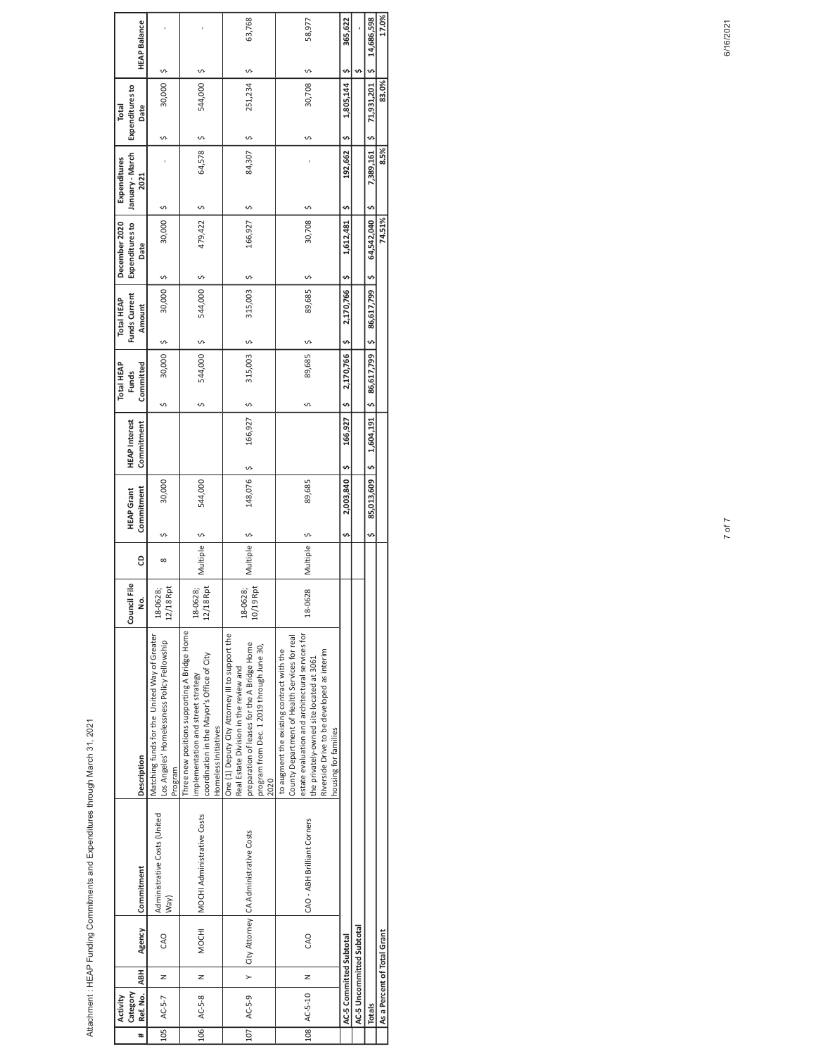Attachment : HEAP Funding Commitments and Expenditures through March 31, 2021

| # | Activity Category Ref. No. | ABH | Agency | Commitment | Description | Council File No. | CD | HEAP Grant Commitment | HEAP Interest Commitment | Total HEAP Funds Committed | Total HEAP Funds Current Amount | December 2020 Expenditures to Date | Expenditures January - March 2021 | Total Expenditures to Date | HEAP Balance |
|---|---|---|---|---|---|---|---|---|---|---|---|---|---|---|---|
| 105 | AC-5-7 | N | CAO | Administrative Costs (United Way) | Matching funds for the United Way of Greater Los Angeles' Homelessness Policy Fellowship Program | 18-0628; 12/18 Rpt | 8 | $ 30,000 | | $ 30,000 | $ 30,000 | $ 30,000 | $ - | $ 30,000 | $ - |
| 106 | AC-5-8 | N | MOCHI | MOCHI Administrative Costs | Three new positions supporting A Bridge Home implementation and street strategy coordination in the Mayor's Office of City Homeless Initiatives | 18-0628; 12/18 Rpt | Multiple | $ 544,000 | | $ 544,000 | $ 544,000 | $ 479,422 | $ 64,578 | $ 544,000 | $ - |
| 107 | AC-5-9 | Y | City Attorney | CA Administrative Costs | One (1) Deputy City Attorney III to support the Real Estate Division in the review and preparation of leases for the A Bridge Home program from Dec. 1 2019 through June 30, 2020 | 18-0628; 10/19 Rpt | Multiple | $ 148,076 | $ 166,927 | $ 315,003 | $ 315,003 | $ 166,927 | $ 84,307 | $ 251,234 | $ 63,768 |
| 108 | AC-5-10 | N | CAO | CAO - ABH Brilliant Corners | to augment the existing contract with the County Department of Health Services for real estate evaluation and architectural services for the privately-owned site located at 3061 Riverside Drive to be developed as interim housing for families | 18-0628 | Multiple | $ 89,685 | | $ 89,685 | $ 89,685 | $ 30,708 | $ - | $ 30,708 | $ 58,977 |
| | **AC-5 Committed Subtotal** | | | | | | | **$ 2,003,840** | **$ 166,927** | **$ 2,170,766** | **$ 2,170,766** | **$ 1,612,481** | **$ 192,662** | **$ 1,805,144** | **$ 365,622** |
| | **AC-5 Uncommitted Subtotal** | | | | | | | | | | | | | | **$ -** |
| | **Totals** | | | | | | | **$ 85,013,609** | **$ 1,604,191** | **$ 86,617,799** | **$ 86,617,799** | **$ 64,542,040** | **$ 7,389,161** | **$ 71,931,201** | **$ 14,686,598** |
| | **As a Percent of Total Grant** | | | | | | | | | | | **74.51%** | **8.5%** | **83.0%** | **17.0%** |

6/16/2021